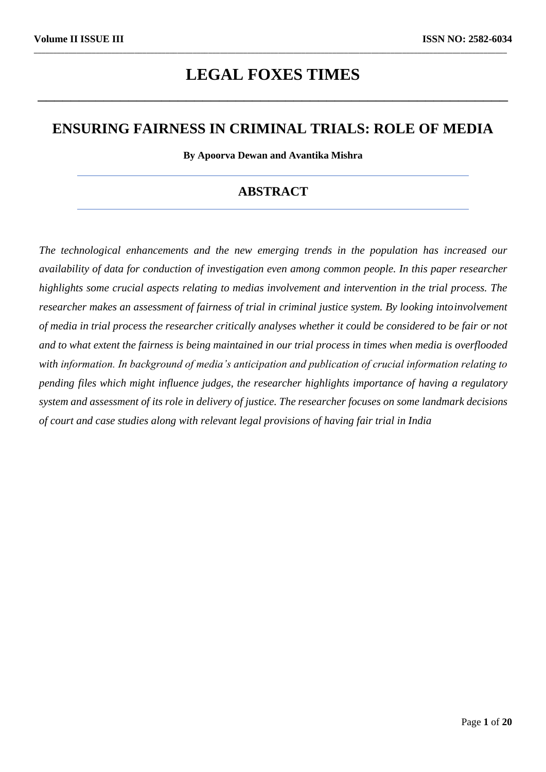# LEGAL FOXES TIMES

## ENSURING FAIRNESS IN CRIMINAL TRIALS: ROLE OF MEDIA

**By Apoorva Dewan and Avantika Mishra**

### ABSTRACT

*The technological enhancements and the new emerging trends in the population has increased our availability of data for conduction of investigation even among common people. In this paper researcher highlights some crucial aspects relating to medias involvement and intervention in the trial process. The researcher makes an assessment of fairness of trial in criminal justice system. By looking into involvement of media in trial process the researcher critically analyses whether it could be considered to be fair or not and to what extent the fairness is being maintained in our trial process in times when media is overflooded with information. In background of media's anticipation and publication of crucial information relating to pending files which might influence judges, the researcher highlights importance of having a regulatory system and assessment of its role in delivery of justice. The researcher focuses on some landmark decisions of court and case studies along with relevant legal provisions of having fair trial in India*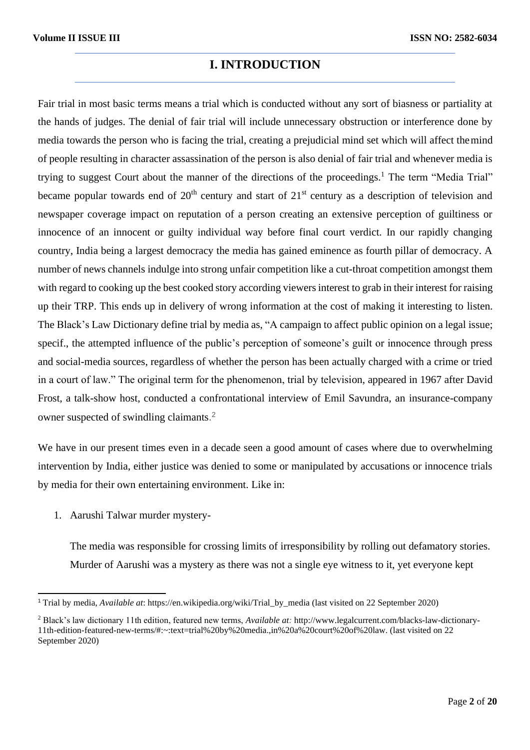# I. INTRODUCTION

Fair trial in most basic terms means a trial which is conducted without any sort of biasness or partiality at the hands of judges. The denial of fair trial will include unnecessary obstruction or interference done by media towards the person who is facing the trial, creating a prejudicial mind set which will affect the mind of people resulting in character assassination of the person is also denial of fair trial and whenever media is trying to suggest Court about the manner of the directions of the proceedings.[1] The term "Media Trial" became popular towards end of $20^{th}$ century and start of $21^{st}$ century as a description of television and newspaper coverage impact on reputation of a person creating an extensive perception of guiltiness or innocence of an innocent or guilty individual way before final court verdict. In our rapidly changing country, India being a largest democracy the media has gained eminence as fourth pillar of democracy. A number of news channels indulge into strong unfair competition like a cut-throat competition amongst them with regard to cooking up the best cooked story according viewers interest to grab in their interest for raising up their TRP. This ends up in delivery of wrong information at the cost of making it interesting to listen. The Black's Law Dictionary define trial by media as, "A campaign to affect public opinion on a legal issue; specif., the attempted influence of the public's perception of someone's guilt or innocence through press and social-media sources, regardless of whether the person has been actually charged with a crime or tried in a court of law." The original term for the phenomenon, trial by television, appeared in 1967 after David Frost, a talk-show host, conducted a confrontational interview of Emil Savundra, an insurance-company owner suspected of swindling claimants.[2]

We have in our present times even in a decade seen a good amount of cases where due to overwhelming intervention by India, either justice was denied to some or manipulated by accusations or innocence trials by media for their own entertaining environment. Like in:

1. Aarushi Talwar murder mystery-

   The media was responsible for crossing limits of irresponsibility by rolling out defamatory stories. Murder of Aarushi was a mystery as there was not a single eye witness to it, yet everyone kept

---

[1] Trial by media, *Available at*: https://en.wikipedia.org/wiki/Trial_by_media (last visited on 22 September 2020)

[2] Black's law dictionary 11th edition, featured new terms, *Available at:* http://www.legalcurrent.com/blacks-law-dictionary-11th-edition-featured-new-terms/#:~:text=trial%20by%20media.,in%20a%20court%20of%20law. (last visited on 22 September 2020)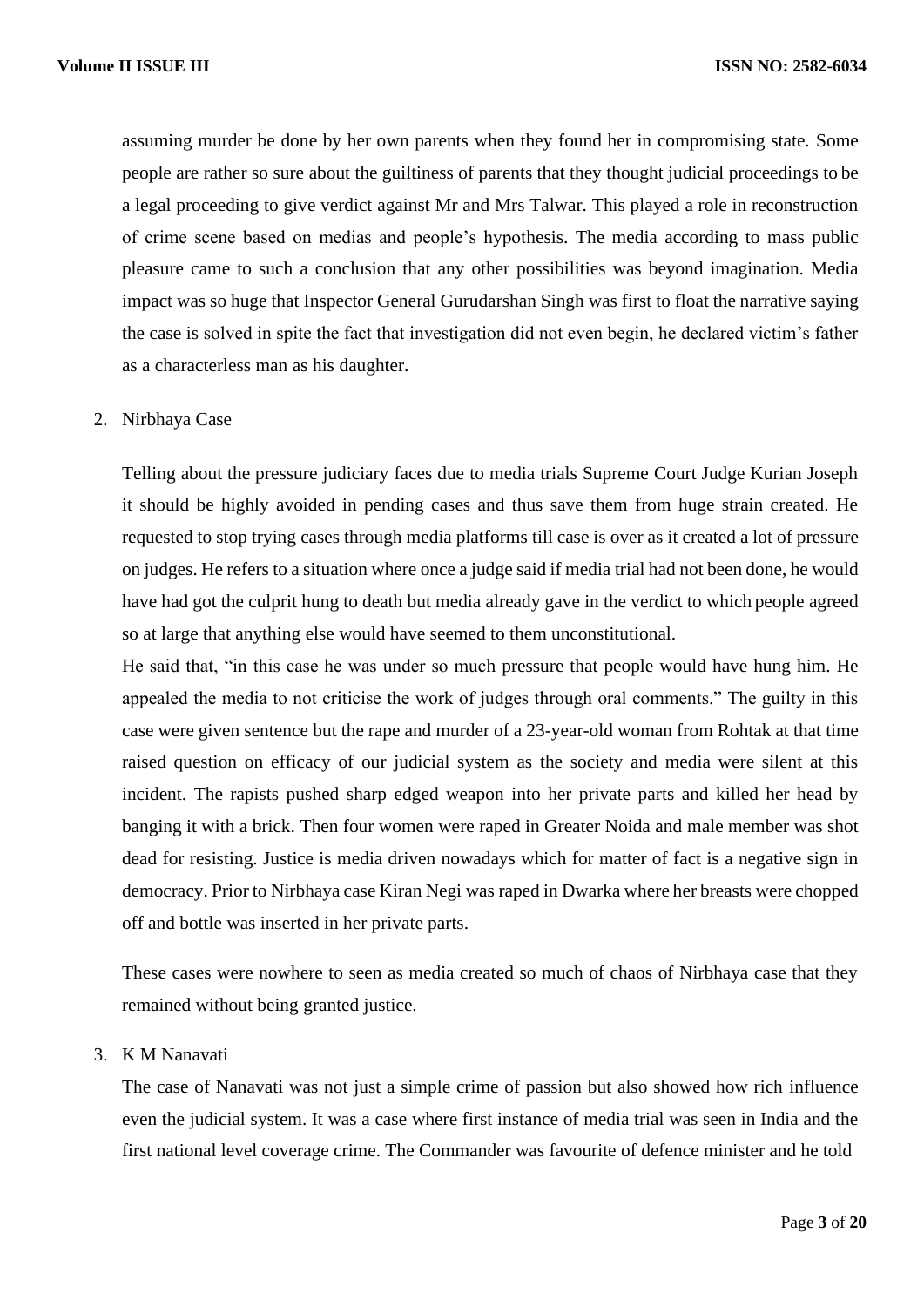assuming murder be done by her own parents when they found her in compromising state. Some people are rather so sure about the guiltiness of parents that they thought judicial proceedings to be a legal proceeding to give verdict against Mr and Mrs Talwar. This played a role in reconstruction of crime scene based on medias and people's hypothesis. The media according to mass public pleasure came to such a conclusion that any other possibilities was beyond imagination. Media impact was so huge that Inspector General Gurudarshan Singh was first to float the narrative saying the case is solved in spite the fact that investigation did not even begin, he declared victim's father as a characterless man as his daughter.

2. Nirbhaya Case

   Telling about the pressure judiciary faces due to media trials Supreme Court Judge Kurian Joseph it should be highly avoided in pending cases and thus save them from huge strain created. He requested to stop trying cases through media platforms till case is over as it created a lot of pressure on judges. He refers to a situation where once a judge said if media trial had not been done, he would have had got the culprit hung to death but media already gave in the verdict to which people agreed so at large that anything else would have seemed to them unconstitutional.
   He said that, "in this case he was under so much pressure that people would have hung him. He appealed the media to not criticise the work of judges through oral comments." The guilty in this case were given sentence but the rape and murder of a 23-year-old woman from Rohtak at that time raised question on efficacy of our judicial system as the society and media were silent at this incident. The rapists pushed sharp edged weapon into her private parts and killed her head by banging it with a brick. Then four women were raped in Greater Noida and male member was shot dead for resisting. Justice is media driven nowadays which for matter of fact is a negative sign in democracy. Prior to Nirbhaya case Kiran Negi was raped in Dwarka where her breasts were chopped off and bottle was inserted in her private parts.

   These cases were nowhere to seen as media created so much of chaos of Nirbhaya case that they remained without being granted justice.

3. K M Nanavati

   The case of Nanavati was not just a simple crime of passion but also showed how rich influence even the judicial system. It was a case where first instance of media trial was seen in India and the first national level coverage crime. The Commander was favourite of defence minister and he told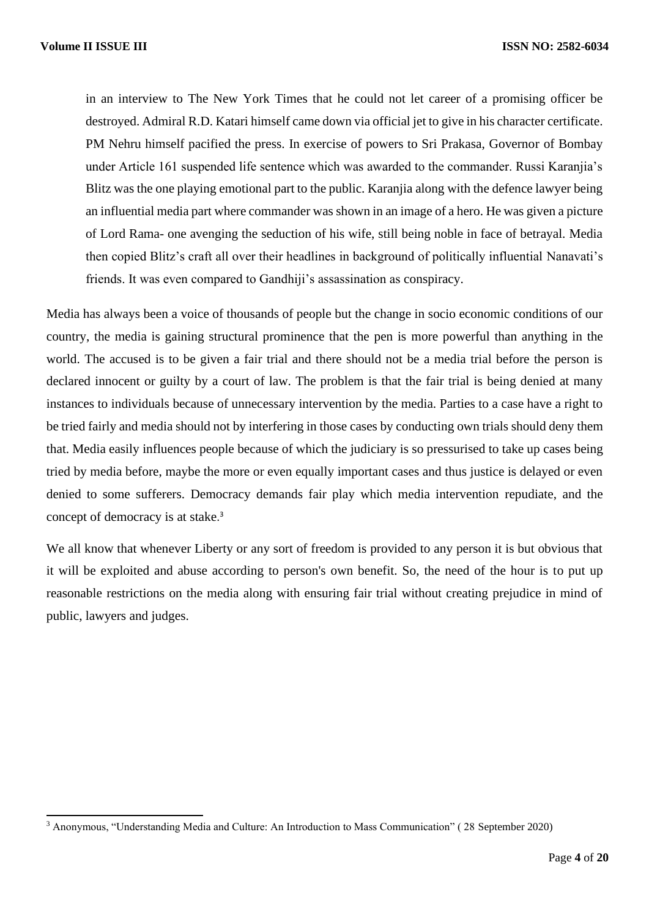in an interview to The New York Times that he could not let career of a promising officer be destroyed. Admiral R.D. Katari himself came down via official jet to give in his character certificate. PM Nehru himself pacified the press. In exercise of powers to Sri Prakasa, Governor of Bombay under Article 161 suspended life sentence which was awarded to the commander. Russi Karanjia's Blitz was the one playing emotional part to the public. Karanjia along with the defence lawyer being an influential media part where commander was shown in an image of a hero. He was given a picture of Lord Rama- one avenging the seduction of his wife, still being noble in face of betrayal. Media then copied Blitz's craft all over their headlines in background of politically influential Nanavati's friends. It was even compared to Gandhiji's assassination as conspiracy.

Media has always been a voice of thousands of people but the change in socio economic conditions of our country, the media is gaining structural prominence that the pen is more powerful than anything in the world. The accused is to be given a fair trial and there should not be a media trial before the person is declared innocent or guilty by a court of law. The problem is that the fair trial is being denied at many instances to individuals because of unnecessary intervention by the media. Parties to a case have a right to be tried fairly and media should not by interfering in those cases by conducting own trials should deny them that. Media easily influences people because of which the judiciary is so pressurised to take up cases being tried by media before, maybe the more or even equally important cases and thus justice is delayed or even denied to some sufferers. Democracy demands fair play which media intervention repudiate, and the concept of democracy is at stake.[3]

We all know that whenever Liberty or any sort of freedom is provided to any person it is but obvious that it will be exploited and abuse according to person's own benefit. So, the need of the hour is to put up reasonable restrictions on the media along with ensuring fair trial without creating prejudice in mind of public, lawyers and judges.

[3] Anonymous, "Understanding Media and Culture: An Introduction to Mass Communication" ( 28 September 2020)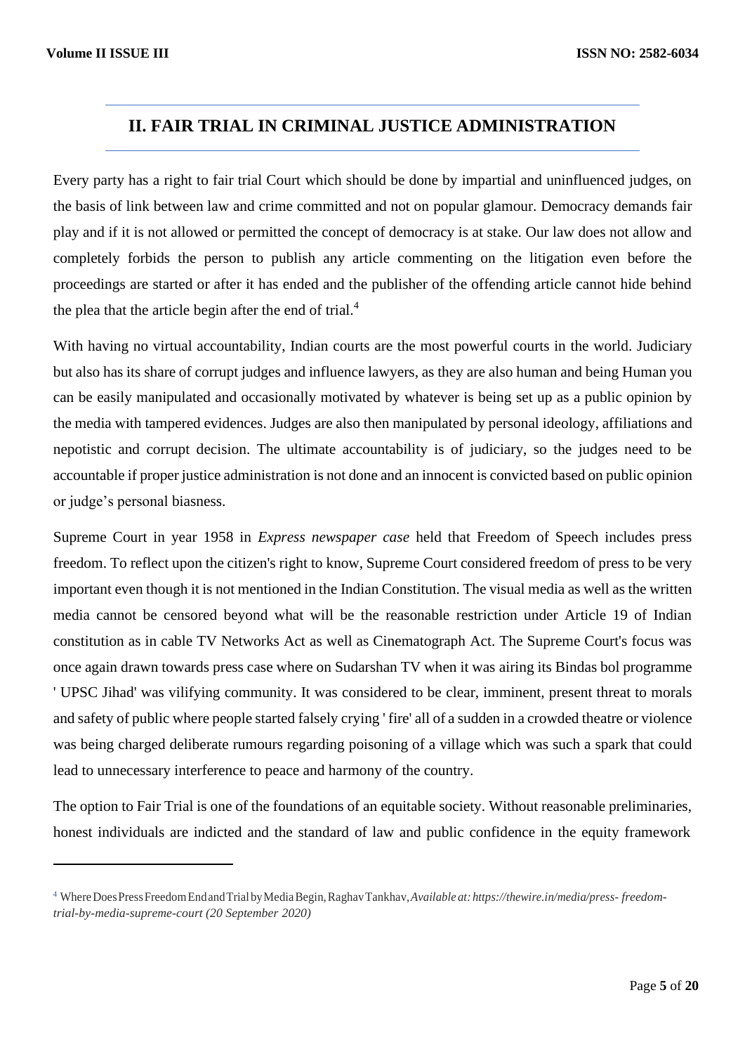## II. FAIR TRIAL IN CRIMINAL JUSTICE ADMINISTRATION

Every party has a right to fair trial Court which should be done by impartial and uninfluenced judges, on the basis of link between law and crime committed and not on popular glamour. Democracy demands fair play and if it is not allowed or permitted the concept of democracy is at stake. Our law does not allow and completely forbids the person to publish any article commenting on the litigation even before the proceedings are started or after it has ended and the publisher of the offending article cannot hide behind the plea that the article begin after the end of trial.[4]

With having no virtual accountability, Indian courts are the most powerful courts in the world. Judiciary but also has its share of corrupt judges and influence lawyers, as they are also human and being Human you can be easily manipulated and occasionally motivated by whatever is being set up as a public opinion by the media with tampered evidences. Judges are also then manipulated by personal ideology, affiliations and nepotistic and corrupt decision. The ultimate accountability is of judiciary, so the judges need to be accountable if proper justice administration is not done and an innocent is convicted based on public opinion or judge's personal biasness.

Supreme Court in year 1958 in *Express newspaper case* held that Freedom of Speech includes press freedom. To reflect upon the citizen's right to know, Supreme Court considered freedom of press to be very important even though it is not mentioned in the Indian Constitution. The visual media as well as the written media cannot be censored beyond what will be the reasonable restriction under Article 19 of Indian constitution as in cable TV Networks Act as well as Cinematograph Act. The Supreme Court's focus was once again drawn towards press case where on Sudarshan TV when it was airing its Bindas bol programme ' UPSC Jihad' was vilifying community. It was considered to be clear, imminent, present threat to morals and safety of public where people started falsely crying ' fire' all of a sudden in a crowded theatre or violence was being charged deliberate rumours regarding poisoning of a village which was such a spark that could lead to unnecessary interference to peace and harmony of the country.

The option to Fair Trial is one of the foundations of an equitable society. Without reasonable preliminaries, honest individuals are indicted and the standard of law and public confidence in the equity framework

---

[4] Where Does Press Freedom End and Trial by Media Begin, Raghav Tankhav, *Available at: https://thewire.in/media/press- freedom-trial-by-media-supreme-court (20 September 2020)*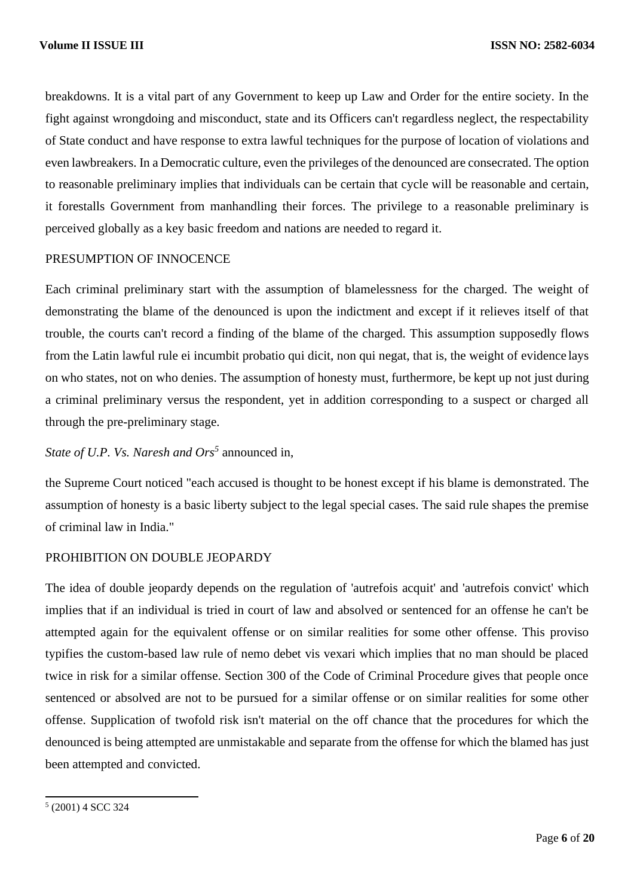breakdowns. It is a vital part of any Government to keep up Law and Order for the entire society. In the fight against wrongdoing and misconduct, state and its Officers can't regardless neglect, the respectability of State conduct and have response to extra lawful techniques for the purpose of location of violations and even lawbreakers. In a Democratic culture, even the privileges of the denounced are consecrated. The option to reasonable preliminary implies that individuals can be certain that cycle will be reasonable and certain, it forestalls Government from manhandling their forces. The privilege to a reasonable preliminary is perceived globally as a key basic freedom and nations are needed to regard it.

## PRESUMPTION OF INNOCENCE

Each criminal preliminary start with the assumption of blamelessness for the charged. The weight of demonstrating the blame of the denounced is upon the indictment and except if it relieves itself of that trouble, the courts can't record a finding of the blame of the charged. This assumption supposedly flows from the Latin lawful rule ei incumbit probatio qui dicit, non qui negat, that is, the weight of evidence lays on who states, not on who denies. The assumption of honesty must, furthermore, be kept up not just during a criminal preliminary versus the respondent, yet in addition corresponding to a suspect or charged all through the pre-preliminary stage.

*State of U.P. Vs. Naresh and Ors*[5] announced in,

the Supreme Court noticed "each accused is thought to be honest except if his blame is demonstrated. The assumption of honesty is a basic liberty subject to the legal special cases. The said rule shapes the premise of criminal law in India."

## PROHIBITION ON DOUBLE JEOPARDY

The idea of double jeopardy depends on the regulation of 'autrefois acquit' and 'autrefois convict' which implies that if an individual is tried in court of law and absolved or sentenced for an offense he can't be attempted again for the equivalent offense or on similar realities for some other offense. This proviso typifies the custom-based law rule of nemo debet vis vexari which implies that no man should be placed twice in risk for a similar offense. Section 300 of the Code of Criminal Procedure gives that people once sentenced or absolved are not to be pursued for a similar offense or on similar realities for some other offense. Supplication of twofold risk isn't material on the off chance that the procedures for which the denounced is being attempted are unmistakable and separate from the offense for which the blamed has just been attempted and convicted.

[5] (2001) 4 SCC 324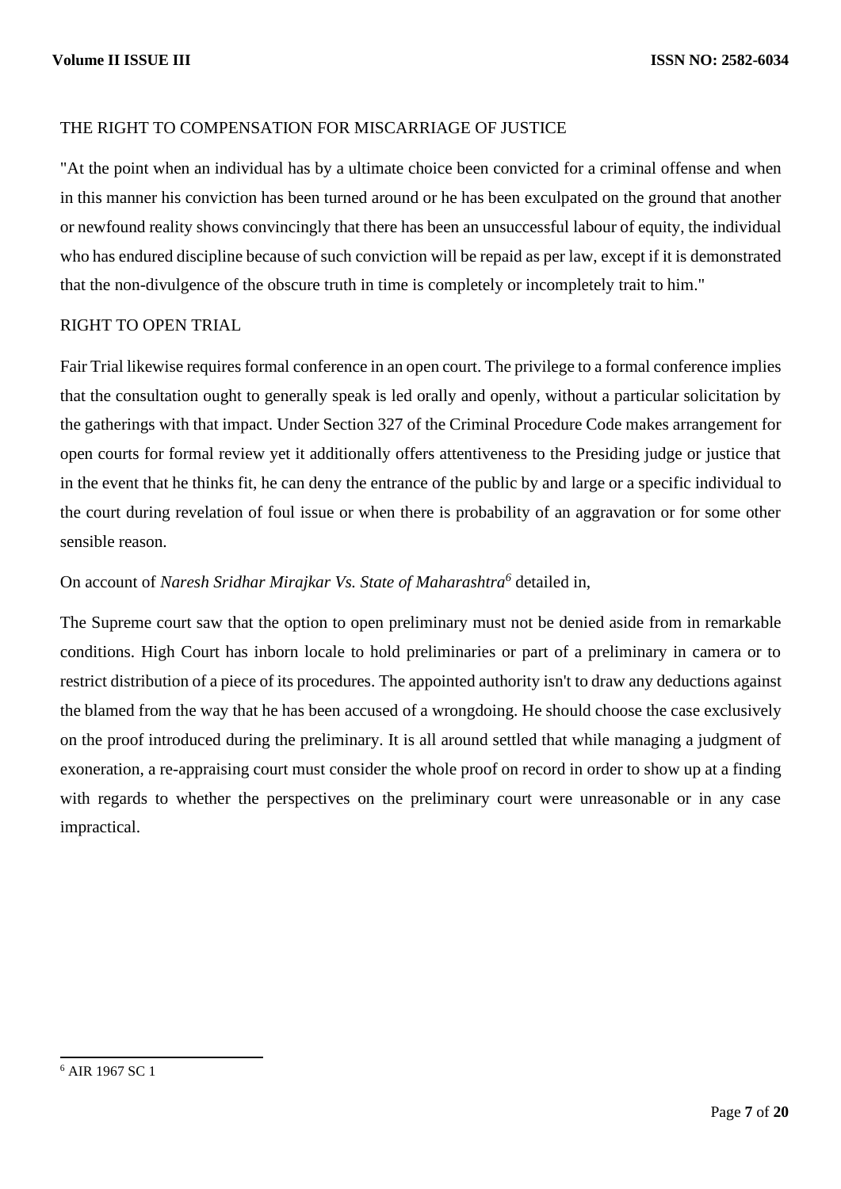## THE RIGHT TO COMPENSATION FOR MISCARRIAGE OF JUSTICE

"At the point when an individual has by a ultimate choice been convicted for a criminal offense and when in this manner his conviction has been turned around or he has been exculpated on the ground that another or newfound reality shows convincingly that there has been an unsuccessful labour of equity, the individual who has endured discipline because of such conviction will be repaid as per law, except if it is demonstrated that the non-divulgence of the obscure truth in time is completely or incompletely trait to him."

## RIGHT TO OPEN TRIAL

Fair Trial likewise requires formal conference in an open court. The privilege to a formal conference implies that the consultation ought to generally speak is led orally and openly, without a particular solicitation by the gatherings with that impact. Under Section 327 of the Criminal Procedure Code makes arrangement for open courts for formal review yet it additionally offers attentiveness to the Presiding judge or justice that in the event that he thinks fit, he can deny the entrance of the public by and large or a specific individual to the court during revelation of foul issue or when there is probability of an aggravation or for some other sensible reason.

On account of *Naresh Sridhar Mirajkar Vs. State of Maharashtra*[6] detailed in,

The Supreme court saw that the option to open preliminary must not be denied aside from in remarkable conditions. High Court has inborn locale to hold preliminaries or part of a preliminary in camera or to restrict distribution of a piece of its procedures. The appointed authority isn't to draw any deductions against the blamed from the way that he has been accused of a wrongdoing. He should choose the case exclusively on the proof introduced during the preliminary. It is all around settled that while managing a judgment of exoneration, a re-appraising court must consider the whole proof on record in order to show up at a finding with regards to whether the perspectives on the preliminary court were unreasonable or in any case impractical.

---

[6] AIR 1967 SC 1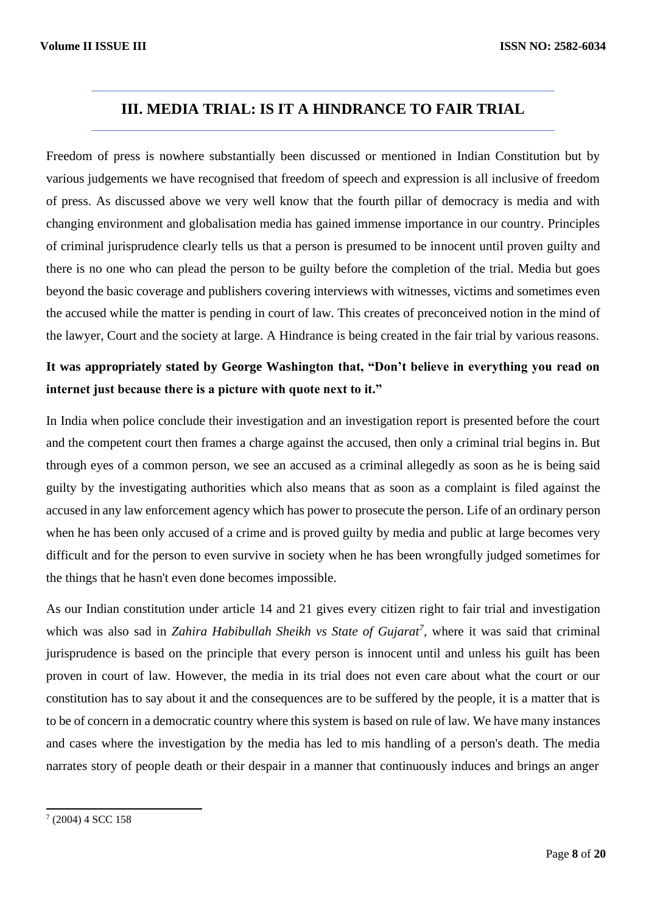## III. MEDIA TRIAL: IS IT A HINDRANCE TO FAIR TRIAL

Freedom of press is nowhere substantially been discussed or mentioned in Indian Constitution but by various judgements we have recognised that freedom of speech and expression is all inclusive of freedom of press. As discussed above we very well know that the fourth pillar of democracy is media and with changing environment and globalisation media has gained immense importance in our country. Principles of criminal jurisprudence clearly tells us that a person is presumed to be innocent until proven guilty and there is no one who can plead the person to be guilty before the completion of the trial. Media but goes beyond the basic coverage and publishers covering interviews with witnesses, victims and sometimes even the accused while the matter is pending in court of law. This creates of preconceived notion in the mind of the lawyer, Court and the society at large. A Hindrance is being created in the fair trial by various reasons.

**It was appropriately stated by George Washington that, "Don't believe in everything you read on internet just because there is a picture with quote next to it."**

In India when police conclude their investigation and an investigation report is presented before the court and the competent court then frames a charge against the accused, then only a criminal trial begins in. But through eyes of a common person, we see an accused as a criminal allegedly as soon as he is being said guilty by the investigating authorities which also means that as soon as a complaint is filed against the accused in any law enforcement agency which has power to prosecute the person. Life of an ordinary person when he has been only accused of a crime and is proved guilty by media and public at large becomes very difficult and for the person to even survive in society when he has been wrongfully judged sometimes for the things that he hasn't even done becomes impossible.

As our Indian constitution under article 14 and 21 gives every citizen right to fair trial and investigation which was also sad in *Zahira Habibullah Sheikh vs State of Gujarat*[7], where it was said that criminal jurisprudence is based on the principle that every person is innocent until and unless his guilt has been proven in court of law. However, the media in its trial does not even care about what the court or our constitution has to say about it and the consequences are to be suffered by the people, it is a matter that is to be of concern in a democratic country where this system is based on rule of law. We have many instances and cases where the investigation by the media has led to mis handling of a person's death. The media narrates story of people death or their despair in a manner that continuously induces and brings an anger

---

[7] (2004) 4 SCC 158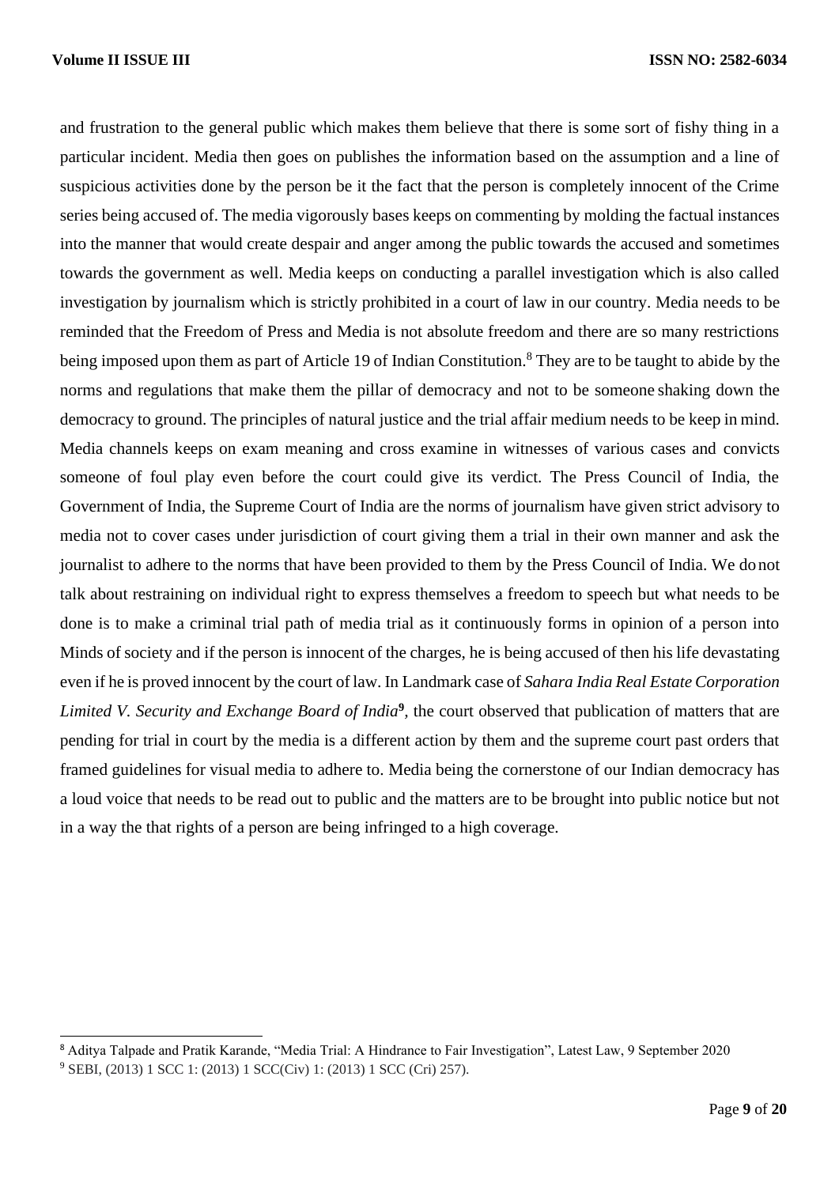and frustration to the general public which makes them believe that there is some sort of fishy thing in a particular incident. Media then goes on publishes the information based on the assumption and a line of suspicious activities done by the person be it the fact that the person is completely innocent of the Crime series being accused of. The media vigorously bases keeps on commenting by molding the factual instances into the manner that would create despair and anger among the public towards the accused and sometimes towards the government as well. Media keeps on conducting a parallel investigation which is also called investigation by journalism which is strictly prohibited in a court of law in our country. Media needs to be reminded that the Freedom of Press and Media is not absolute freedom and there are so many restrictions being imposed upon them as part of Article 19 of Indian Constitution.[8] They are to be taught to abide by the norms and regulations that make them the pillar of democracy and not to be someone shaking down the democracy to ground. The principles of natural justice and the trial affair medium needs to be keep in mind. Media channels keeps on exam meaning and cross examine in witnesses of various cases and convicts someone of foul play even before the court could give its verdict. The Press Council of India, the Government of India, the Supreme Court of India are the norms of journalism have given strict advisory to media not to cover cases under jurisdiction of court giving them a trial in their own manner and ask the journalist to adhere to the norms that have been provided to them by the Press Council of India. We do not talk about restraining on individual right to express themselves a freedom to speech but what needs to be done is to make a criminal trial path of media trial as it continuously forms in opinion of a person into Minds of society and if the person is innocent of the charges, he is being accused of then his life devastating even if he is proved innocent by the court of law. In Landmark case of *Sahara India Real Estate Corporation Limited V. Security and Exchange Board of India*[9], the court observed that publication of matters that are pending for trial in court by the media is a different action by them and the supreme court past orders that framed guidelines for visual media to adhere to. Media being the cornerstone of our Indian democracy has a loud voice that needs to be read out to public and the matters are to be brought into public notice but not in a way the that rights of a person are being infringed to a high coverage.

---

[8] Aditya Talpade and Pratik Karande, "Media Trial: A Hindrance to Fair Investigation", Latest Law, 9 September 2020

[9] SEBI, (2013) 1 SCC 1: (2013) 1 SCC(Civ) 1: (2013) 1 SCC (Cri) 257).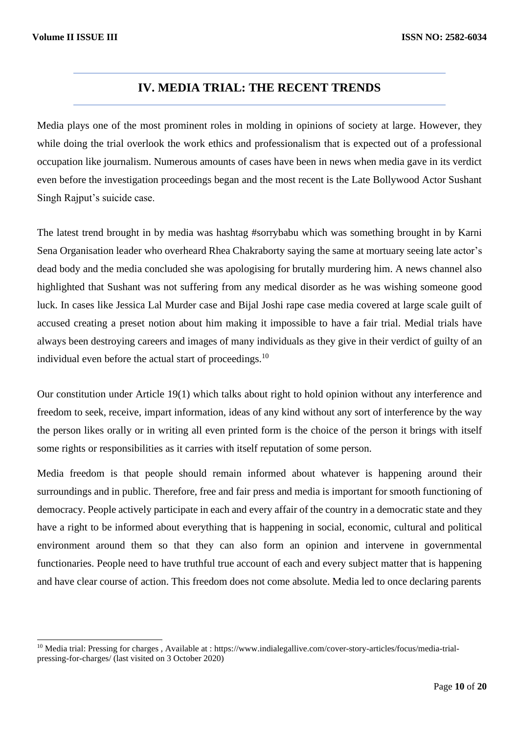## IV. MEDIA TRIAL: THE RECENT TRENDS

Media plays one of the most prominent roles in molding in opinions of society at large. However, they while doing the trial overlook the work ethics and professionalism that is expected out of a professional occupation like journalism. Numerous amounts of cases have been in news when media gave in its verdict even before the investigation proceedings began and the most recent is the Late Bollywood Actor Sushant Singh Rajput's suicide case.

The latest trend brought in by media was hashtag #sorrybabu which was something brought in by Karni Sena Organisation leader who overheard Rhea Chakraborty saying the same at mortuary seeing late actor's dead body and the media concluded she was apologising for brutally murdering him. A news channel also highlighted that Sushant was not suffering from any medical disorder as he was wishing someone good luck. In cases like Jessica Lal Murder case and Bijal Joshi rape case media covered at large scale guilt of accused creating a preset notion about him making it impossible to have a fair trial. Medial trials have always been destroying careers and images of many individuals as they give in their verdict of guilty of an individual even before the actual start of proceedings.[10]

Our constitution under Article 19(1) which talks about right to hold opinion without any interference and freedom to seek, receive, impart information, ideas of any kind without any sort of interference by the way the person likes orally or in writing all even printed form is the choice of the person it brings with itself some rights or responsibilities as it carries with itself reputation of some person.

Media freedom is that people should remain informed about whatever is happening around their surroundings and in public. Therefore, free and fair press and media is important for smooth functioning of democracy. People actively participate in each and every affair of the country in a democratic state and they have a right to be informed about everything that is happening in social, economic, cultural and political environment around them so that they can also form an opinion and intervene in governmental functionaries. People need to have truthful true account of each and every subject matter that is happening and have clear course of action. This freedom does not come absolute. Media led to once declaring parents

---

[10] Media trial: Pressing for charges , Available at : https://www.indialegallive.com/cover-story-articles/focus/media-trial-pressing-for-charges/ (last visited on 3 October 2020)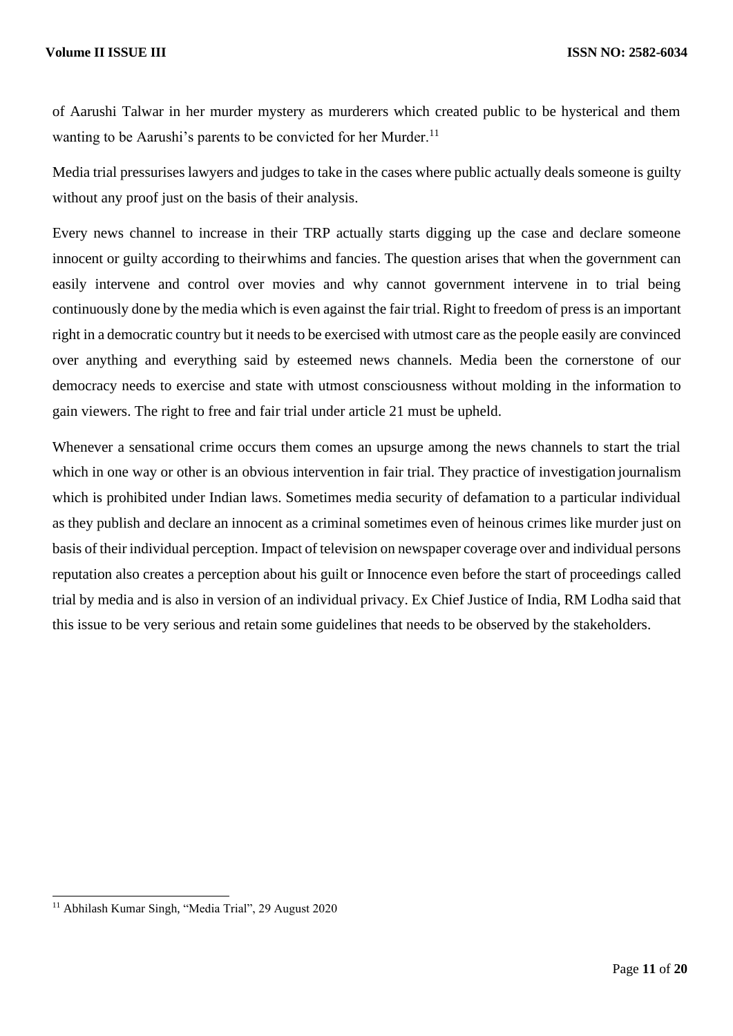of Aarushi Talwar in her murder mystery as murderers which created public to be hysterical and them wanting to be Aarushi's parents to be convicted for her Murder.[11]

Media trial pressurises lawyers and judges to take in the cases where public actually deals someone is guilty without any proof just on the basis of their analysis.

Every news channel to increase in their TRP actually starts digging up the case and declare someone innocent or guilty according to theirwhims and fancies. The question arises that when the government can easily intervene and control over movies and why cannot government intervene in to trial being continuously done by the media which is even against the fair trial. Right to freedom of press is an important right in a democratic country but it needs to be exercised with utmost care as the people easily are convinced over anything and everything said by esteemed news channels. Media been the cornerstone of our democracy needs to exercise and state with utmost consciousness without molding in the information to gain viewers. The right to free and fair trial under article 21 must be upheld.

Whenever a sensational crime occurs them comes an upsurge among the news channels to start the trial which in one way or other is an obvious intervention in fair trial. They practice of investigation journalism which is prohibited under Indian laws. Sometimes media security of defamation to a particular individual as they publish and declare an innocent as a criminal sometimes even of heinous crimes like murder just on basis of their individual perception. Impact of television on newspaper coverage over and individual persons reputation also creates a perception about his guilt or Innocence even before the start of proceedings called trial by media and is also in version of an individual privacy. Ex Chief Justice of India, RM Lodha said that this issue to be very serious and retain some guidelines that needs to be observed by the stakeholders.

---

[11] Abhilash Kumar Singh, "Media Trial", 29 August 2020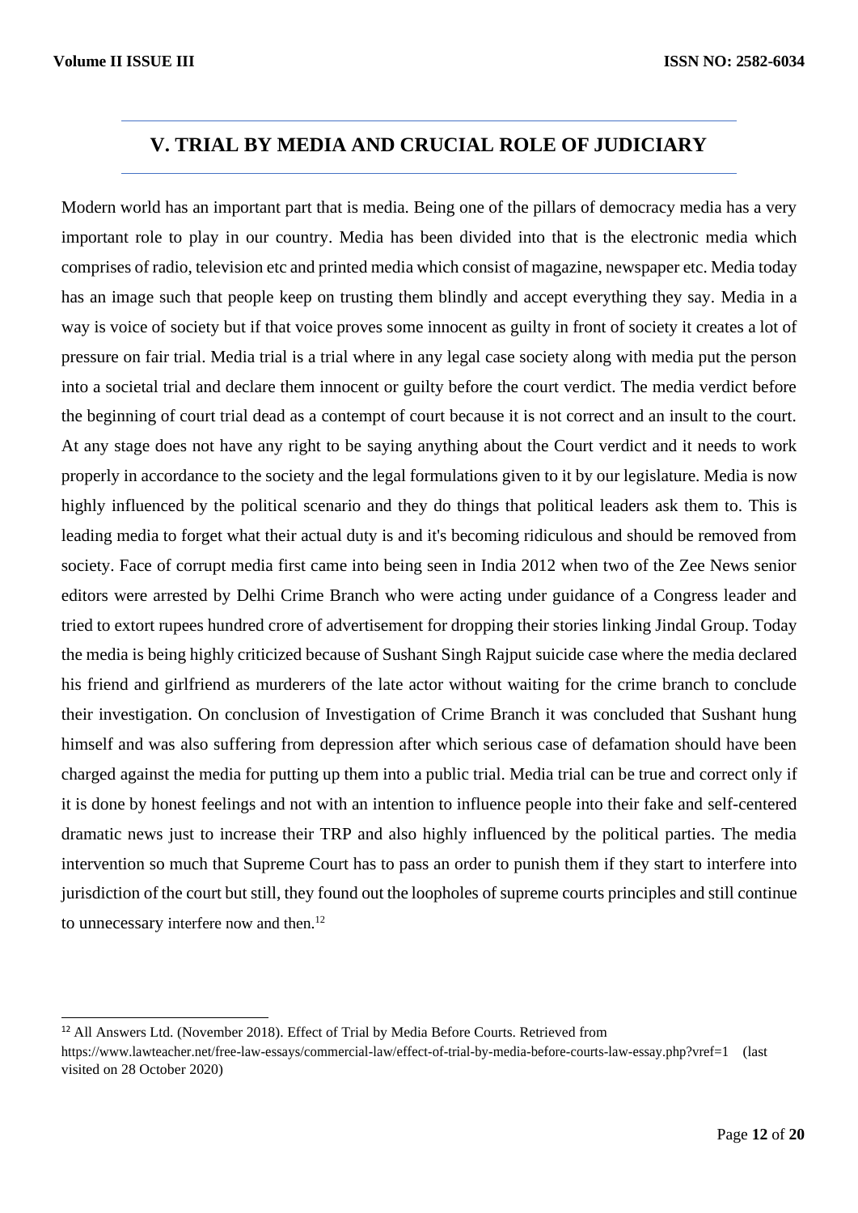## V. TRIAL BY MEDIA AND CRUCIAL ROLE OF JUDICIARY

Modern world has an important part that is media. Being one of the pillars of democracy media has a very important role to play in our country. Media has been divided into that is the electronic media which comprises of radio, television etc and printed media which consist of magazine, newspaper etc. Media today has an image such that people keep on trusting them blindly and accept everything they say. Media in a way is voice of society but if that voice proves some innocent as guilty in front of society it creates a lot of pressure on fair trial. Media trial is a trial where in any legal case society along with media put the person into a societal trial and declare them innocent or guilty before the court verdict. The media verdict before the beginning of court trial dead as a contempt of court because it is not correct and an insult to the court. At any stage does not have any right to be saying anything about the Court verdict and it needs to work properly in accordance to the society and the legal formulations given to it by our legislature. Media is now highly influenced by the political scenario and they do things that political leaders ask them to. This is leading media to forget what their actual duty is and it's becoming ridiculous and should be removed from society. Face of corrupt media first came into being seen in India 2012 when two of the Zee News senior editors were arrested by Delhi Crime Branch who were acting under guidance of a Congress leader and tried to extort rupees hundred crore of advertisement for dropping their stories linking Jindal Group. Today the media is being highly criticized because of Sushant Singh Rajput suicide case where the media declared his friend and girlfriend as murderers of the late actor without waiting for the crime branch to conclude their investigation. On conclusion of Investigation of Crime Branch it was concluded that Sushant hung himself and was also suffering from depression after which serious case of defamation should have been charged against the media for putting up them into a public trial. Media trial can be true and correct only if it is done by honest feelings and not with an intention to influence people into their fake and self-centered dramatic news just to increase their TRP and also highly influenced by the political parties. The media intervention so much that Supreme Court has to pass an order to punish them if they start to interfere into jurisdiction of the court but still, they found out the loopholes of supreme courts principles and still continue to unnecessary interfere now and then.[12]

---

[12] All Answers Ltd. (November 2018). Effect of Trial by Media Before Courts. Retrieved from https://www.lawteacher.net/free-law-essays/commercial-law/effect-of-trial-by-media-before-courts-law-essay.php?vref=1 (last visited on 28 October 2020)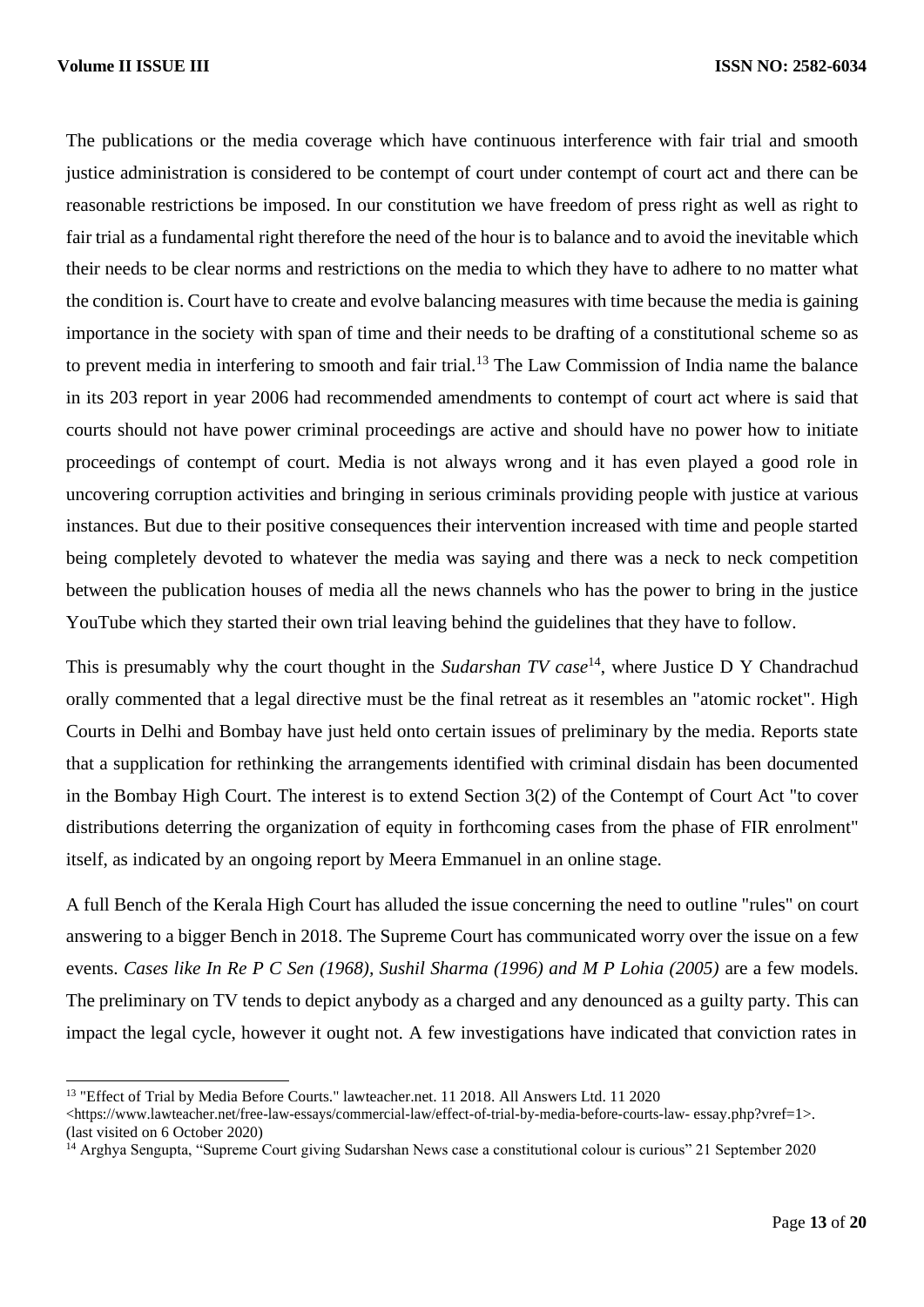The publications or the media coverage which have continuous interference with fair trial and smooth justice administration is considered to be contempt of court under contempt of court act and there can be reasonable restrictions be imposed. In our constitution we have freedom of press right as well as right to fair trial as a fundamental right therefore the need of the hour is to balance and to avoid the inevitable which their needs to be clear norms and restrictions on the media to which they have to adhere to no matter what the condition is. Court have to create and evolve balancing measures with time because the media is gaining importance in the society with span of time and their needs to be drafting of a constitutional scheme so as to prevent media in interfering to smooth and fair trial.[13] The Law Commission of India name the balance in its 203 report in year 2006 had recommended amendments to contempt of court act where is said that courts should not have power criminal proceedings are active and should have no power how to initiate proceedings of contempt of court. Media is not always wrong and it has even played a good role in uncovering corruption activities and bringing in serious criminals providing people with justice at various instances. But due to their positive consequences their intervention increased with time and people started being completely devoted to whatever the media was saying and there was a neck to neck competition between the publication houses of media all the news channels who has the power to bring in the justice YouTube which they started their own trial leaving behind the guidelines that they have to follow.

This is presumably why the court thought in the *Sudarshan TV case*[14], where Justice D Y Chandrachud orally commented that a legal directive must be the final retreat as it resembles an "atomic rocket". High Courts in Delhi and Bombay have just held onto certain issues of preliminary by the media. Reports state that a supplication for rethinking the arrangements identified with criminal disdain has been documented in the Bombay High Court. The interest is to extend Section 3(2) of the Contempt of Court Act "to cover distributions deterring the organization of equity in forthcoming cases from the phase of FIR enrolment" itself, as indicated by an ongoing report by Meera Emmanuel in an online stage.

A full Bench of the Kerala High Court has alluded the issue concerning the need to outline "rules" on court answering to a bigger Bench in 2018. The Supreme Court has communicated worry over the issue on a few events. *Cases like In Re P C Sen (1968), Sushil Sharma (1996) and M P Lohia (2005)* are a few models. The preliminary on TV tends to depict anybody as a charged and any denounced as a guilty party. This can impact the legal cycle, however it ought not. A few investigations have indicated that conviction rates in

---

[13] "Effect of Trial by Media Before Courts." lawteacher.net. 11 2018. All Answers Ltd. 11 2020 <https://www.lawteacher.net/free-law-essays/commercial-law/effect-of-trial-by-media-before-courts-law- essay.php?vref=1>. (last visited on 6 October 2020)

[14] Arghya Sengupta, "Supreme Court giving Sudarshan News case a constitutional colour is curious" 21 September 2020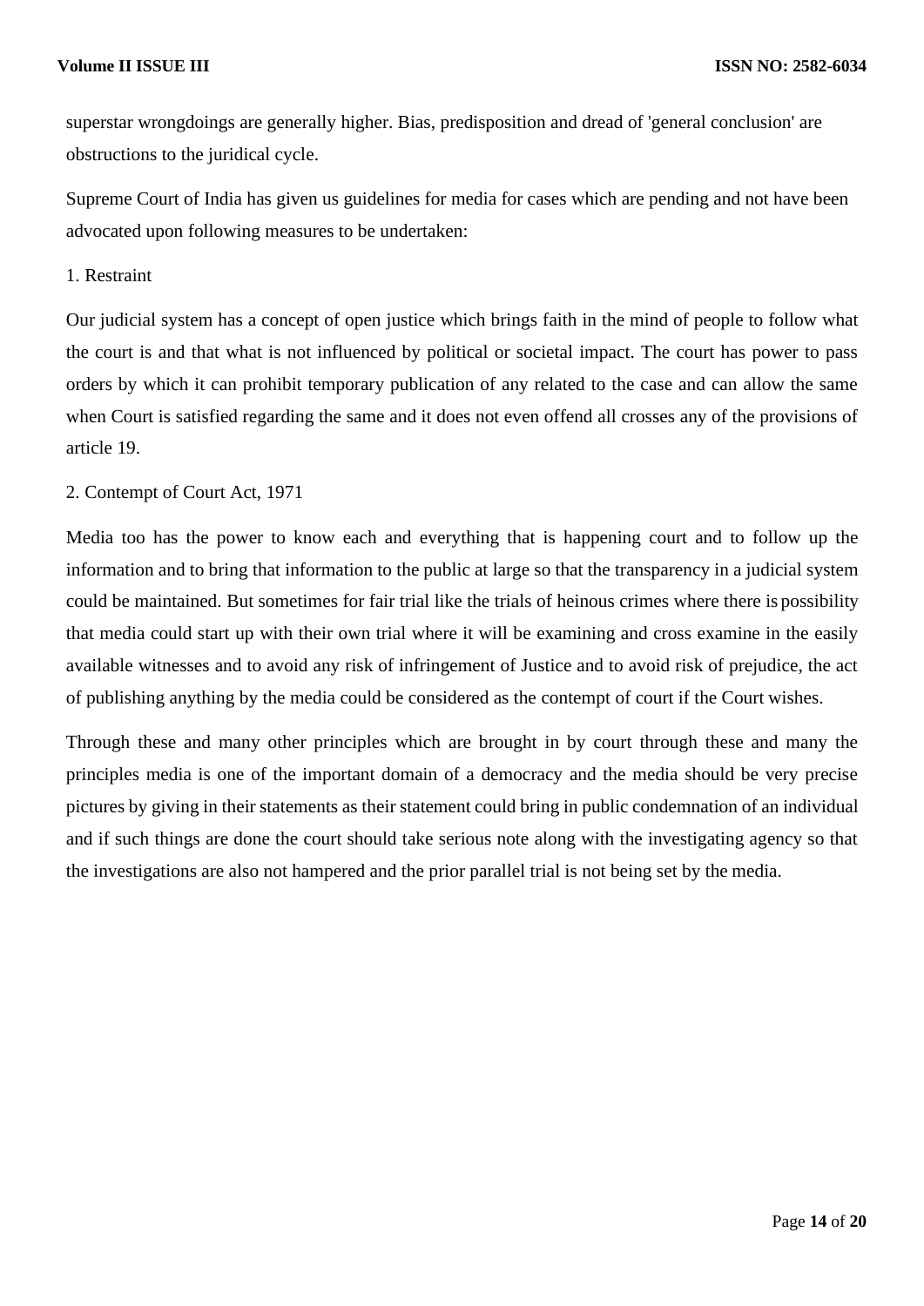superstar wrongdoings are generally higher. Bias, predisposition and dread of 'general conclusion' are obstructions to the juridical cycle.

Supreme Court of India has given us guidelines for media for cases which are pending and not have been advocated upon following measures to be undertaken:

1. Restraint

Our judicial system has a concept of open justice which brings faith in the mind of people to follow what the court is and that what is not influenced by political or societal impact. The court has power to pass orders by which it can prohibit temporary publication of any related to the case and can allow the same when Court is satisfied regarding the same and it does not even offend all crosses any of the provisions of article 19.

2. Contempt of Court Act, 1971

Media too has the power to know each and everything that is happening court and to follow up the information and to bring that information to the public at large so that the transparency in a judicial system could be maintained. But sometimes for fair trial like the trials of heinous crimes where there is possibility that media could start up with their own trial where it will be examining and cross examine in the easily available witnesses and to avoid any risk of infringement of Justice and to avoid risk of prejudice, the act of publishing anything by the media could be considered as the contempt of court if the Court wishes.

Through these and many other principles which are brought in by court through these and many the principles media is one of the important domain of a democracy and the media should be very precise pictures by giving in their statements as their statement could bring in public condemnation of an individual and if such things are done the court should take serious note along with the investigating agency so that the investigations are also not hampered and the prior parallel trial is not being set by the media.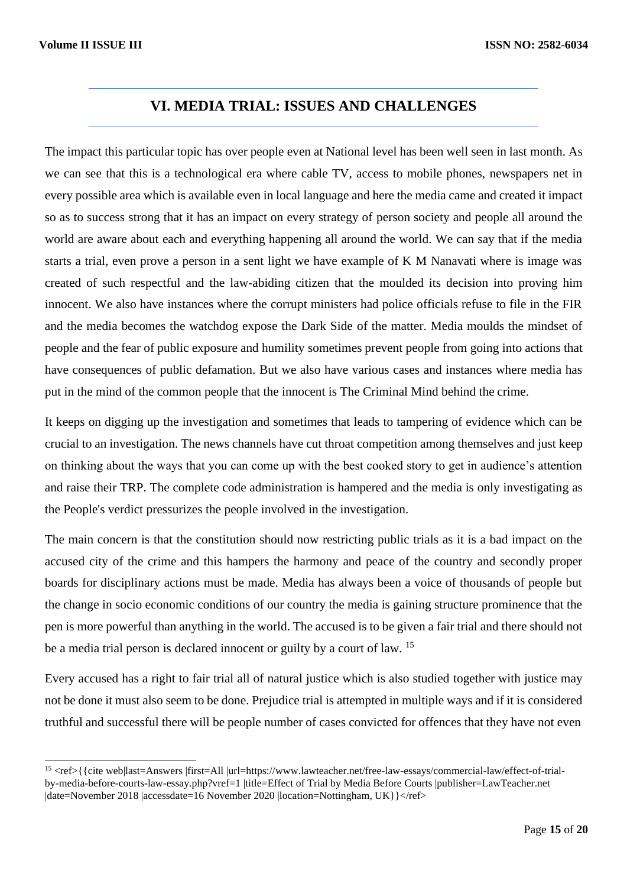## VI. MEDIA TRIAL: ISSUES AND CHALLENGES

The impact this particular topic has over people even at National level has been well seen in last month. As we can see that this is a technological era where cable TV, access to mobile phones, newspapers net in every possible area which is available even in local language and here the media came and created it impact so as to success strong that it has an impact on every strategy of person society and people all around the world are aware about each and everything happening all around the world. We can say that if the media starts a trial, even prove a person in a sent light we have example of K M Nanavati where is image was created of such respectful and the law-abiding citizen that the moulded its decision into proving him innocent. We also have instances where the corrupt ministers had police officials refuse to file in the FIR and the media becomes the watchdog expose the Dark Side of the matter. Media moulds the mindset of people and the fear of public exposure and humility sometimes prevent people from going into actions that have consequences of public defamation. But we also have various cases and instances where media has put in the mind of the common people that the innocent is The Criminal Mind behind the crime.

It keeps on digging up the investigation and sometimes that leads to tampering of evidence which can be crucial to an investigation. The news channels have cut throat competition among themselves and just keep on thinking about the ways that you can come up with the best cooked story to get in audience's attention and raise their TRP. The complete code administration is hampered and the media is only investigating as the People's verdict pressurizes the people involved in the investigation.

The main concern is that the constitution should now restricting public trials as it is a bad impact on the accused city of the crime and this hampers the harmony and peace of the country and secondly proper boards for disciplinary actions must be made. Media has always been a voice of thousands of people but the change in socio economic conditions of our country the media is gaining structure prominence that the pen is more powerful than anything in the world. The accused is to be given a fair trial and there should not be a media trial person is declared innocent or guilty by a court of law. [15]

Every accused has a right to fair trial all of natural justice which is also studied together with justice may not be done it must also seem to be done. Prejudice trial is attempted in multiple ways and if it is considered truthful and successful there will be people number of cases convicted for offences that they have not even

[15] <ref>{{cite web|last=Answers |first=All |url=https://www.lawteacher.net/free-law-essays/commercial-law/effect-of-trial-by-media-before-courts-law-essay.php?vref=1 |title=Effect of Trial by Media Before Courts |publisher=LawTeacher.net |date=November 2018 |accessdate=16 November 2020 |location=Nottingham, UK}}</ref>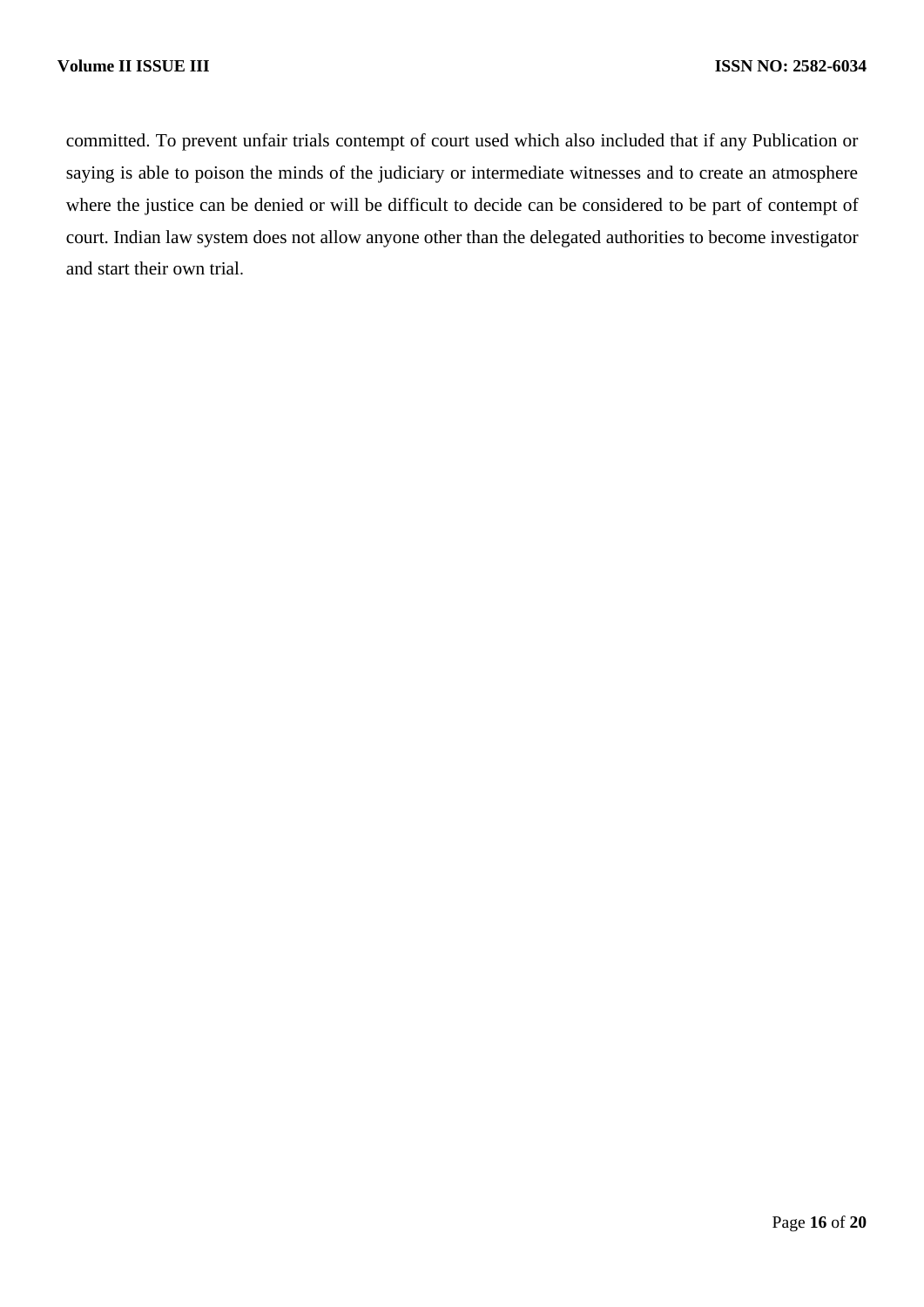committed. To prevent unfair trials contempt of court used which also included that if any Publication or saying is able to poison the minds of the judiciary or intermediate witnesses and to create an atmosphere where the justice can be denied or will be difficult to decide can be considered to be part of contempt of court. Indian law system does not allow anyone other than the delegated authorities to become investigator and start their own trial.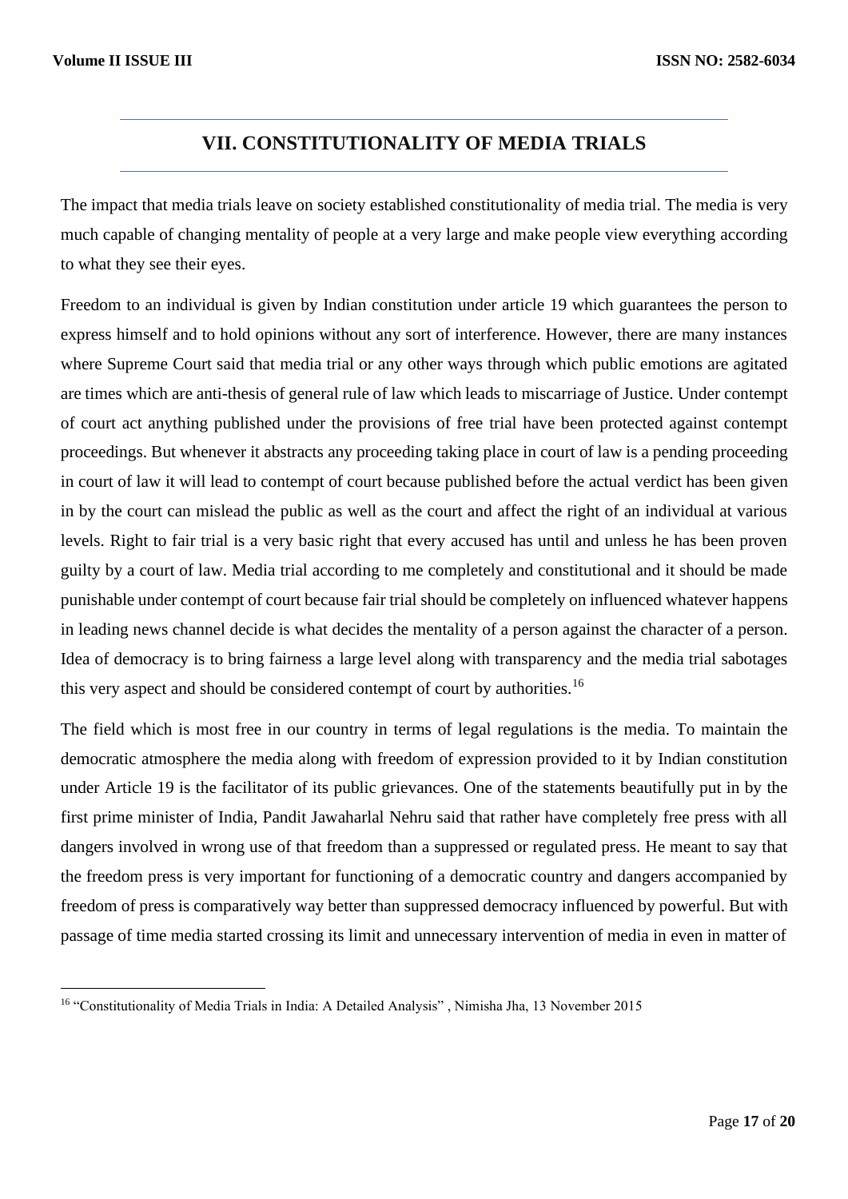## VII. CONSTITUTIONALITY OF MEDIA TRIALS

The impact that media trials leave on society established constitutionality of media trial. The media is very much capable of changing mentality of people at a very large and make people view everything according to what they see their eyes.

Freedom to an individual is given by Indian constitution under article 19 which guarantees the person to express himself and to hold opinions without any sort of interference. However, there are many instances where Supreme Court said that media trial or any other ways through which public emotions are agitated are times which are anti-thesis of general rule of law which leads to miscarriage of Justice. Under contempt of court act anything published under the provisions of free trial have been protected against contempt proceedings. But whenever it abstracts any proceeding taking place in court of law is a pending proceeding in court of law it will lead to contempt of court because published before the actual verdict has been given in by the court can mislead the public as well as the court and affect the right of an individual at various levels. Right to fair trial is a very basic right that every accused has until and unless he has been proven guilty by a court of law. Media trial according to me completely and constitutional and it should be made punishable under contempt of court because fair trial should be completely on influenced whatever happens in leading news channel decide is what decides the mentality of a person against the character of a person. Idea of democracy is to bring fairness a large level along with transparency and the media trial sabotages this very aspect and should be considered contempt of court by authorities.[16]

The field which is most free in our country in terms of legal regulations is the media. To maintain the democratic atmosphere the media along with freedom of expression provided to it by Indian constitution under Article 19 is the facilitator of its public grievances. One of the statements beautifully put in by the first prime minister of India, Pandit Jawaharlal Nehru said that rather have completely free press with all dangers involved in wrong use of that freedom than a suppressed or regulated press. He meant to say that the freedom press is very important for functioning of a democratic country and dangers accompanied by freedom of press is comparatively way better than suppressed democracy influenced by powerful. But with passage of time media started crossing its limit and unnecessary intervention of media in even in matter of

---

[16] "Constitutionality of Media Trials in India: A Detailed Analysis" , Nimisha Jha, 13 November 2015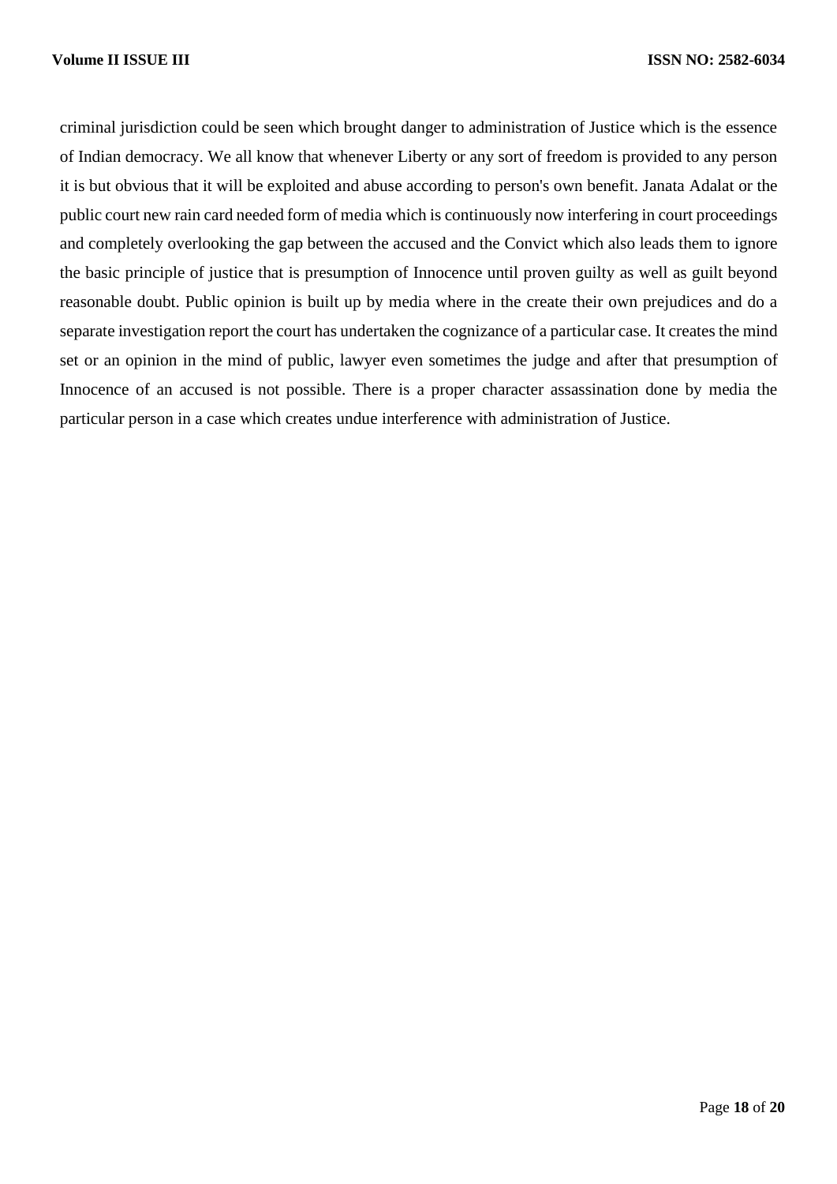criminal jurisdiction could be seen which brought danger to administration of Justice which is the essence of Indian democracy. We all know that whenever Liberty or any sort of freedom is provided to any person it is but obvious that it will be exploited and abuse according to person's own benefit. Janata Adalat or the public court new rain card needed form of media which is continuously now interfering in court proceedings and completely overlooking the gap between the accused and the Convict which also leads them to ignore the basic principle of justice that is presumption of Innocence until proven guilty as well as guilt beyond reasonable doubt. Public opinion is built up by media where in the create their own prejudices and do a separate investigation report the court has undertaken the cognizance of a particular case. It creates the mind set or an opinion in the mind of public, lawyer even sometimes the judge and after that presumption of Innocence of an accused is not possible. There is a proper character assassination done by media the particular person in a case which creates undue interference with administration of Justice.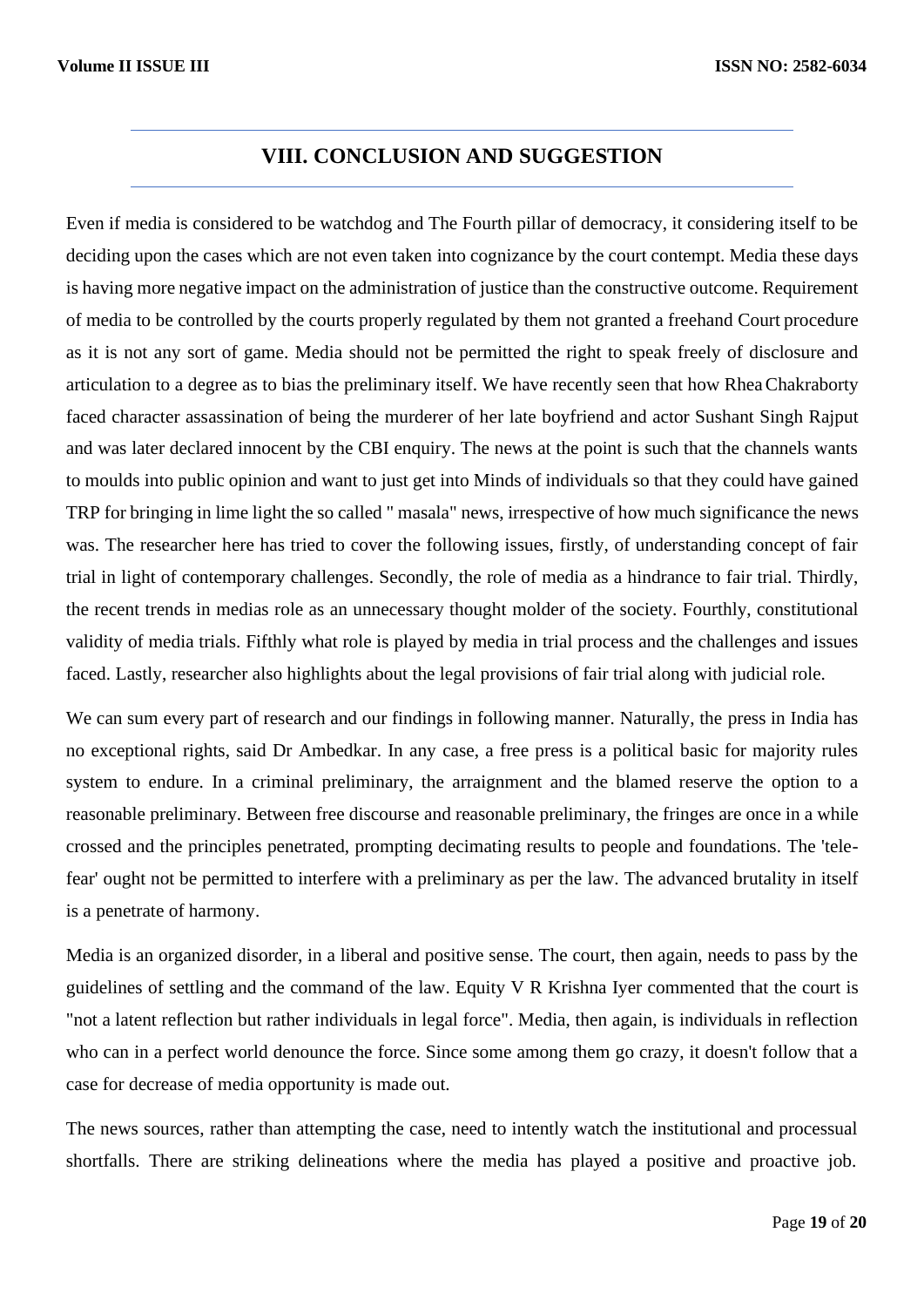## VIII. CONCLUSION AND SUGGESTION

Even if media is considered to be watchdog and The Fourth pillar of democracy, it considering itself to be deciding upon the cases which are not even taken into cognizance by the court contempt. Media these days is having more negative impact on the administration of justice than the constructive outcome. Requirement of media to be controlled by the courts properly regulated by them not granted a freehand Court procedure as it is not any sort of game. Media should not be permitted the right to speak freely of disclosure and articulation to a degree as to bias the preliminary itself. We have recently seen that how Rhea Chakraborty faced character assassination of being the murderer of her late boyfriend and actor Sushant Singh Rajput and was later declared innocent by the CBI enquiry. The news at the point is such that the channels wants to moulds into public opinion and want to just get into Minds of individuals so that they could have gained TRP for bringing in lime light the so called " masala" news, irrespective of how much significance the news was. The researcher here has tried to cover the following issues, firstly, of understanding concept of fair trial in light of contemporary challenges. Secondly, the role of media as a hindrance to fair trial. Thirdly, the recent trends in medias role as an unnecessary thought molder of the society. Fourthly, constitutional validity of media trials. Fifthly what role is played by media in trial process and the challenges and issues faced. Lastly, researcher also highlights about the legal provisions of fair trial along with judicial role.

We can sum every part of research and our findings in following manner. Naturally, the press in India has no exceptional rights, said Dr Ambedkar. In any case, a free press is a political basic for majority rules system to endure. In a criminal preliminary, the arraignment and the blamed reserve the option to a reasonable preliminary. Between free discourse and reasonable preliminary, the fringes are once in a while crossed and the principles penetrated, prompting decimating results to people and foundations. The 'tele-fear' ought not be permitted to interfere with a preliminary as per the law. The advanced brutality in itself is a penetrate of harmony.

Media is an organized disorder, in a liberal and positive sense. The court, then again, needs to pass by the guidelines of settling and the command of the law. Equity V R Krishna Iyer commented that the court is "not a latent reflection but rather individuals in legal force". Media, then again, is individuals in reflection who can in a perfect world denounce the force. Since some among them go crazy, it doesn't follow that a case for decrease of media opportunity is made out.

The news sources, rather than attempting the case, need to intently watch the institutional and processual shortfalls. There are striking delineations where the media has played a positive and proactive job.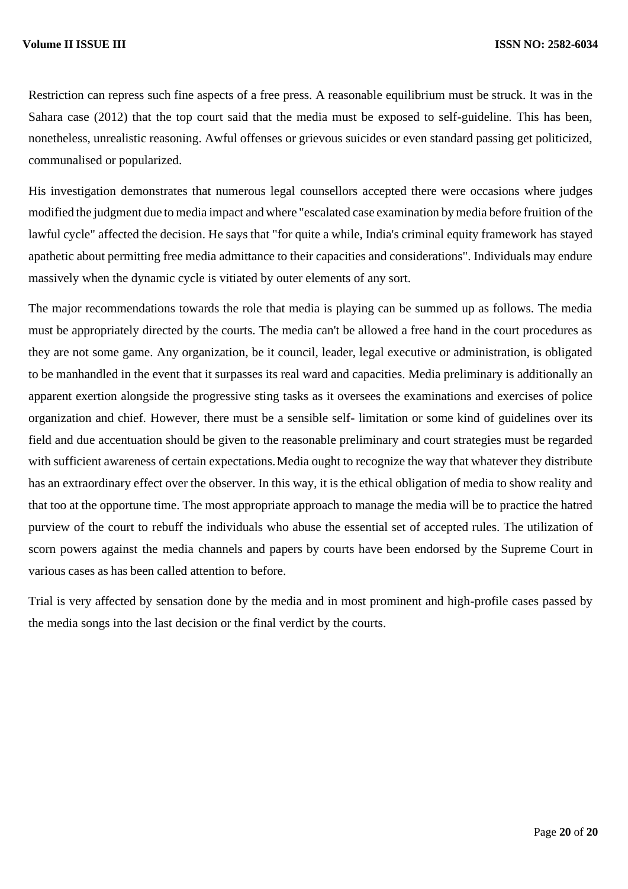Restriction can repress such fine aspects of a free press. A reasonable equilibrium must be struck. It was in the Sahara case (2012) that the top court said that the media must be exposed to self-guideline. This has been, nonetheless, unrealistic reasoning. Awful offenses or grievous suicides or even standard passing get politicized, communalised or popularized.

His investigation demonstrates that numerous legal counsellors accepted there were occasions where judges modified the judgment due to media impact and where "escalated case examination by media before fruition of the lawful cycle" affected the decision. He says that "for quite a while, India's criminal equity framework has stayed apathetic about permitting free media admittance to their capacities and considerations". Individuals may endure massively when the dynamic cycle is vitiated by outer elements of any sort.

The major recommendations towards the role that media is playing can be summed up as follows. The media must be appropriately directed by the courts. The media can't be allowed a free hand in the court procedures as they are not some game. Any organization, be it council, leader, legal executive or administration, is obligated to be manhandled in the event that it surpasses its real ward and capacities. Media preliminary is additionally an apparent exertion alongside the progressive sting tasks as it oversees the examinations and exercises of police organization and chief. However, there must be a sensible self- limitation or some kind of guidelines over its field and due accentuation should be given to the reasonable preliminary and court strategies must be regarded with sufficient awareness of certain expectations. Media ought to recognize the way that whatever they distribute has an extraordinary effect over the observer. In this way, it is the ethical obligation of media to show reality and that too at the opportune time. The most appropriate approach to manage the media will be to practice the hatred purview of the court to rebuff the individuals who abuse the essential set of accepted rules. The utilization of scorn powers against the media channels and papers by courts have been endorsed by the Supreme Court in various cases as has been called attention to before.

Trial is very affected by sensation done by the media and in most prominent and high-profile cases passed by the media songs into the last decision or the final verdict by the courts.